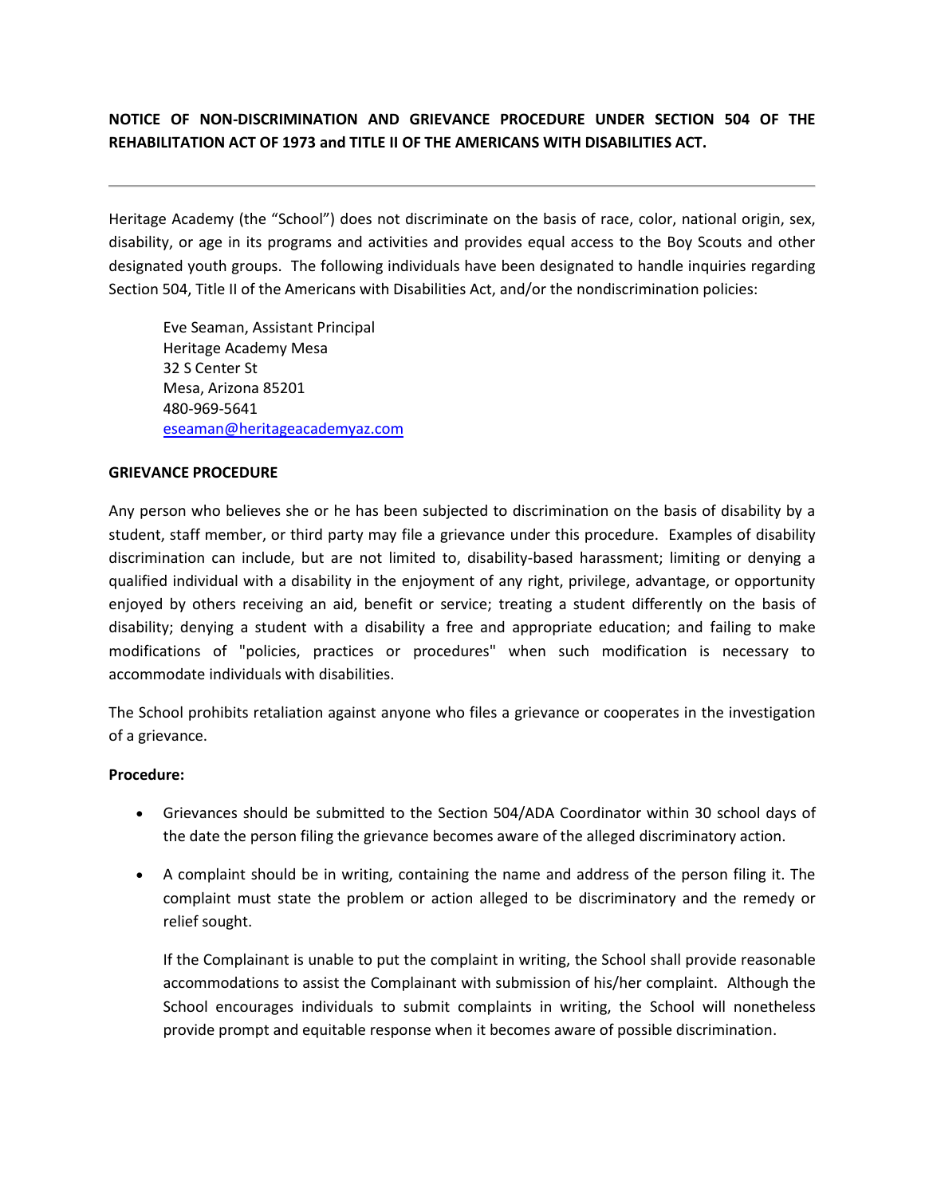# NOTICE OF NON-DISCRIMINATION AND GRIEVANCE PROCEDURE UNDER SECTION 504 OF THE REHABILITATION ACT OF 1973 and TITLE II OF THE AMERICANS WITH DISABILITIES ACT.

---

Heritage Academy (the "School") does not discriminate on the basis of race, color, national origin, sex, disability, or age in its programs and activities and provides equal access to the Boy Scouts and other designated youth groups. The following individuals have been designated to handle inquiries regarding Section 504, Title II of the Americans with Disabilities Act, and/or the nondiscrimination policies:

> Eve Seaman, Assistant Principal
> Heritage Academy Mesa
> 32 S Center St
> Mesa, Arizona 85201
> 480-969-5641
> eseaman@heritageacademyaz.com

## GRIEVANCE PROCEDURE

Any person who believes she or he has been subjected to discrimination on the basis of disability by a student, staff member, or third party may file a grievance under this procedure. Examples of disability discrimination can include, but are not limited to, disability-based harassment; limiting or denying a qualified individual with a disability in the enjoyment of any right, privilege, advantage, or opportunity enjoyed by others receiving an aid, benefit or service; treating a student differently on the basis of disability; denying a student with a disability a free and appropriate education; and failing to make modifications of "policies, practices or procedures" when such modification is necessary to accommodate individuals with disabilities.

The School prohibits retaliation against anyone who files a grievance or cooperates in the investigation of a grievance.

**Procedure:**

- Grievances should be submitted to the Section 504/ADA Coordinator within 30 school days of the date the person filing the grievance becomes aware of the alleged discriminatory action.

- A complaint should be in writing, containing the name and address of the person filing it. The complaint must state the problem or action alleged to be discriminatory and the remedy or relief sought.

  If the Complainant is unable to put the complaint in writing, the School shall provide reasonable accommodations to assist the Complainant with submission of his/her complaint. Although the School encourages individuals to submit complaints in writing, the School will nonetheless provide prompt and equitable response when it becomes aware of possible discrimination.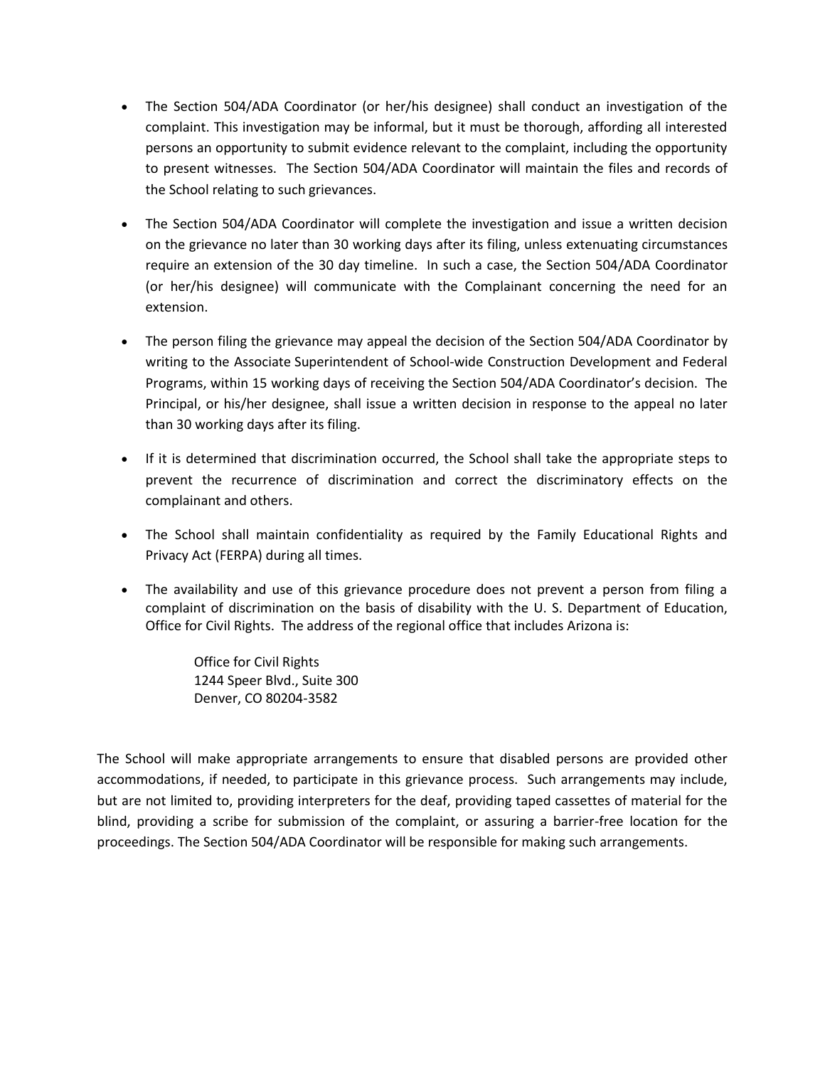- The Section 504/ADA Coordinator (or her/his designee) shall conduct an investigation of the complaint. This investigation may be informal, but it must be thorough, affording all interested persons an opportunity to submit evidence relevant to the complaint, including the opportunity to present witnesses. The Section 504/ADA Coordinator will maintain the files and records of the School relating to such grievances.

- The Section 504/ADA Coordinator will complete the investigation and issue a written decision on the grievance no later than 30 working days after its filing, unless extenuating circumstances require an extension of the 30 day timeline. In such a case, the Section 504/ADA Coordinator (or her/his designee) will communicate with the Complainant concerning the need for an extension.

- The person filing the grievance may appeal the decision of the Section 504/ADA Coordinator by writing to the Associate Superintendent of School-wide Construction Development and Federal Programs, within 15 working days of receiving the Section 504/ADA Coordinator's decision. The Principal, or his/her designee, shall issue a written decision in response to the appeal no later than 30 working days after its filing.

- If it is determined that discrimination occurred, the School shall take the appropriate steps to prevent the recurrence of discrimination and correct the discriminatory effects on the complainant and others.

- The School shall maintain confidentiality as required by the Family Educational Rights and Privacy Act (FERPA) during all times.

- The availability and use of this grievance procedure does not prevent a person from filing a complaint of discrimination on the basis of disability with the U. S. Department of Education, Office for Civil Rights. The address of the regional office that includes Arizona is:

  Office for Civil Rights
  1244 Speer Blvd., Suite 300
  Denver, CO 80204-3582

The School will make appropriate arrangements to ensure that disabled persons are provided other accommodations, if needed, to participate in this grievance process. Such arrangements may include, but are not limited to, providing interpreters for the deaf, providing taped cassettes of material for the blind, providing a scribe for submission of the complaint, or assuring a barrier-free location for the proceedings. The Section 504/ADA Coordinator will be responsible for making such arrangements.